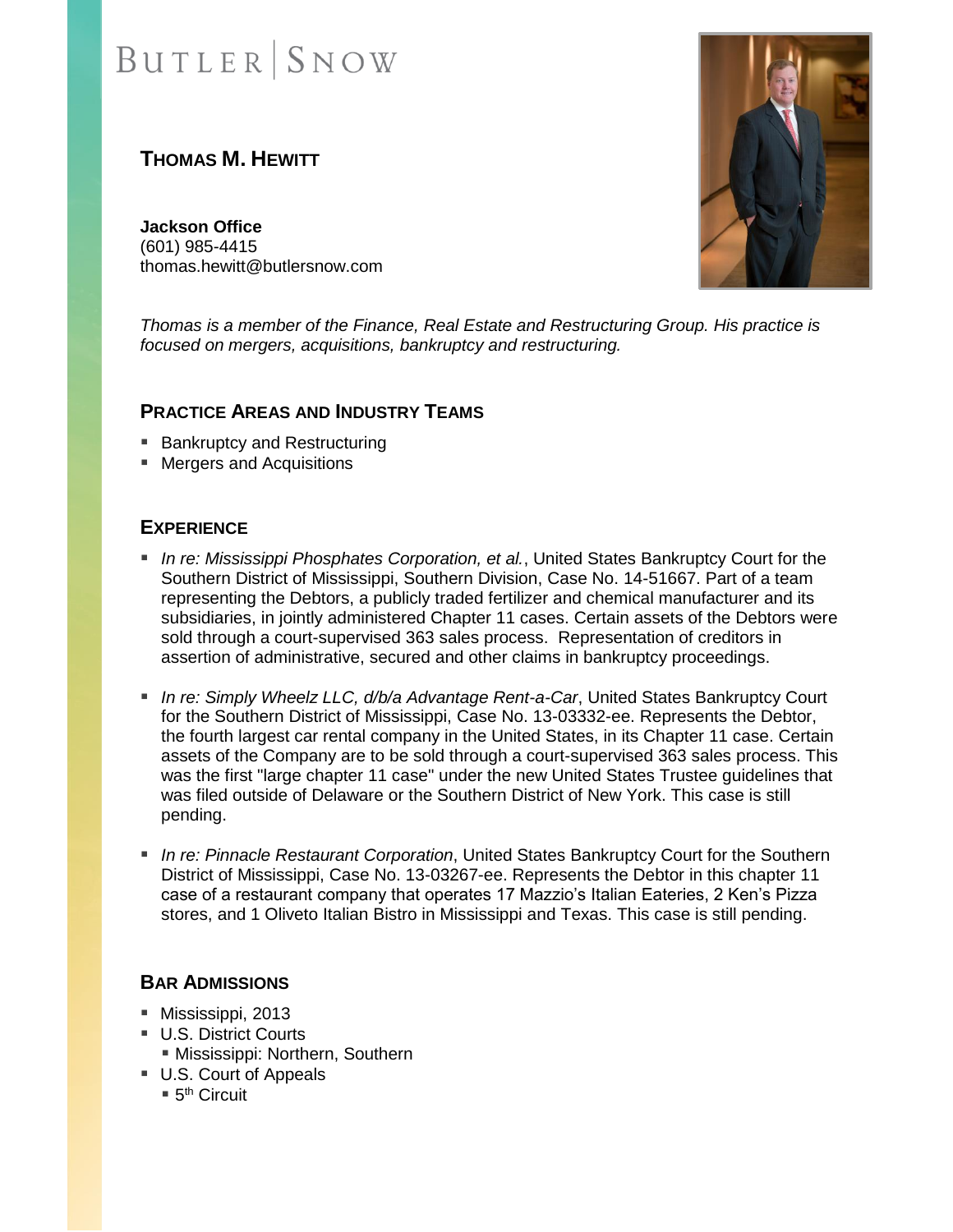BUTLER | SNOW

# THOMAS M. HEWITT

**Jackson Office**
(601) 985-4415
thomas.hewitt@butlersnow.com

*Thomas is a member of the Finance, Real Estate and Restructuring Group. His practice is focused on mergers, acquisitions, bankruptcy and restructuring.*

## PRACTICE AREAS AND INDUSTRY TEAMS

- Bankruptcy and Restructuring
- Mergers and Acquisitions

## EXPERIENCE

- *In re: Mississippi Phosphates Corporation, et al.*, United States Bankruptcy Court for the Southern District of Mississippi, Southern Division, Case No. 14-51667. Part of a team representing the Debtors, a publicly traded fertilizer and chemical manufacturer and its subsidiaries, in jointly administered Chapter 11 cases. Certain assets of the Debtors were sold through a court-supervised 363 sales process. Representation of creditors in assertion of administrative, secured and other claims in bankruptcy proceedings.

- *In re: Simply Wheelz LLC, d/b/a Advantage Rent-a-Car*, United States Bankruptcy Court for the Southern District of Mississippi, Case No. 13-03332-ee. Represents the Debtor, the fourth largest car rental company in the United States, in its Chapter 11 case. Certain assets of the Company are to be sold through a court-supervised 363 sales process. This was the first "large chapter 11 case" under the new United States Trustee guidelines that was filed outside of Delaware or the Southern District of New York. This case is still pending.

- *In re: Pinnacle Restaurant Corporation*, United States Bankruptcy Court for the Southern District of Mississippi, Case No. 13-03267-ee. Represents the Debtor in this chapter 11 case of a restaurant company that operates 17 Mazzio's Italian Eateries, 2 Ken's Pizza stores, and 1 Oliveto Italian Bistro in Mississippi and Texas. This case is still pending.

## BAR ADMISSIONS

- Mississippi, 2013
- U.S. District Courts
  - Mississippi: Northern, Southern
- U.S. Court of Appeals
  - 5th Circuit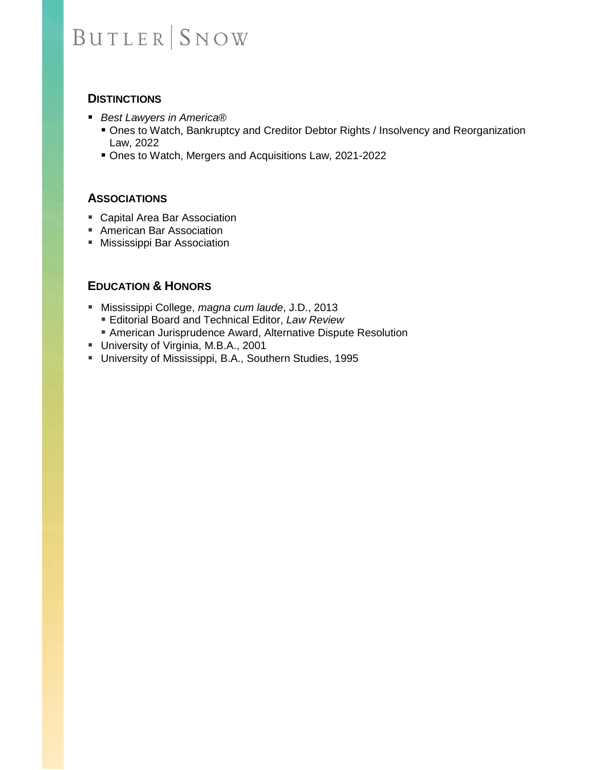## DISTINCTIONS

- *Best Lawyers in America®*
  - Ones to Watch, Bankruptcy and Creditor Debtor Rights / Insolvency and Reorganization Law, 2022
  - Ones to Watch, Mergers and Acquisitions Law, 2021-2022

## ASSOCIATIONS

- Capital Area Bar Association
- American Bar Association
- Mississippi Bar Association

## EDUCATION & HONORS

- Mississippi College, *magna cum laude*, J.D., 2013
  - Editorial Board and Technical Editor, *Law Review*
  - American Jurisprudence Award, Alternative Dispute Resolution
- University of Virginia, M.B.A., 2001
- University of Mississippi, B.A., Southern Studies, 1995